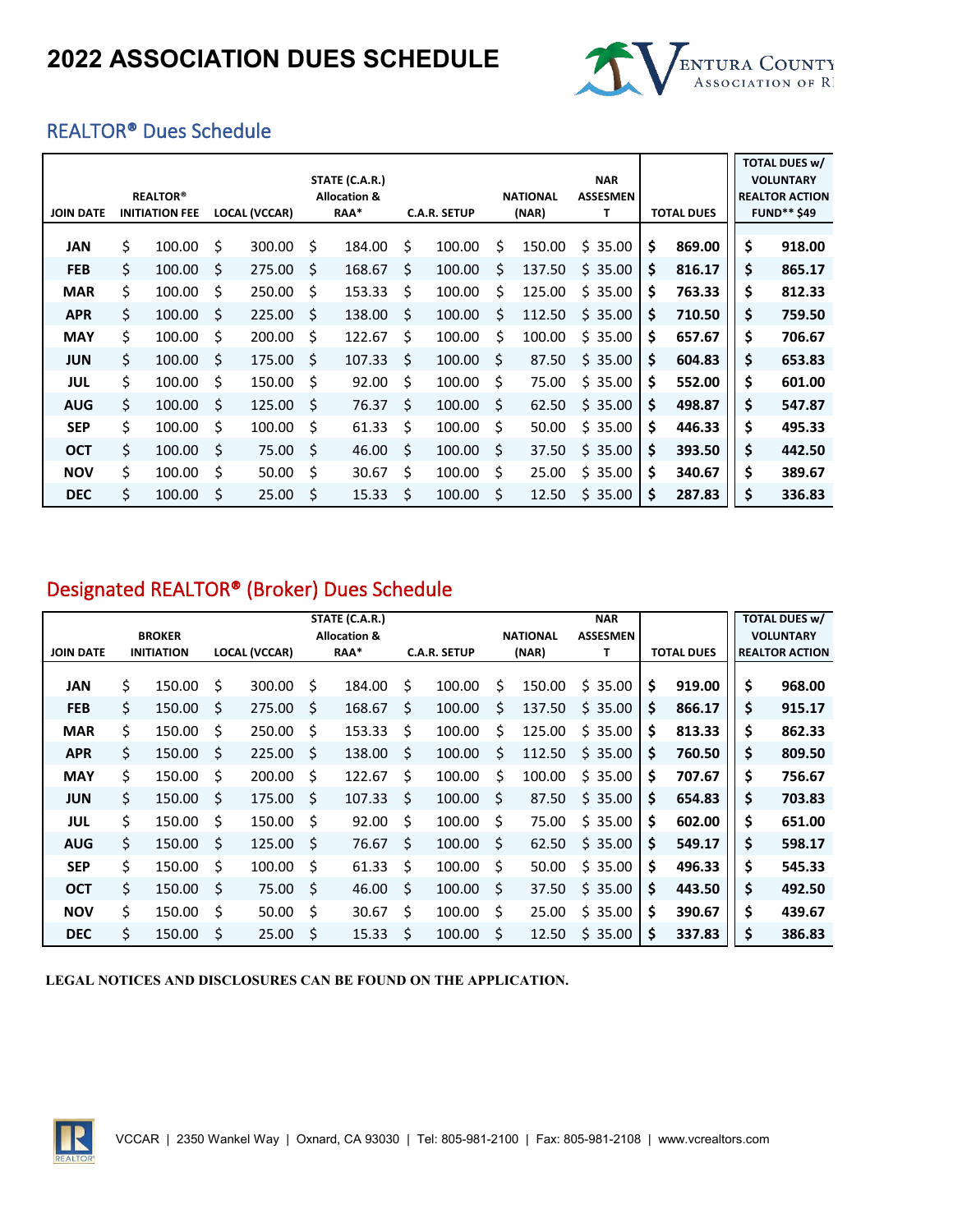# 2022 ASSOCIATION DUES SCHEDULE

## REALTOR® Dues Schedule

| JOIN DATE | REALTOR® INITIATION FEE | LOCAL (VCCAR) | STATE (C.A.R.) Allocation & RAA* | C.A.R. SETUP | NATIONAL (NAR) | NAR ASSESMENT | TOTAL DUES | TOTAL DUES w/ VOLUNTARY REALTOR ACTION FUND** $49 |
|---|---|---|---|---|---|---|---|---|
| JAN | $ 100.00 | $ 300.00 | $ 184.00 | $ 100.00 | $ 150.00 | $ 35.00 | **$ 869.00** | **$ 918.00** |
| FEB | $ 100.00 | $ 275.00 | $ 168.67 | $ 100.00 | $ 137.50 | $ 35.00 | **$ 816.17** | **$ 865.17** |
| MAR | $ 100.00 | $ 250.00 | $ 153.33 | $ 100.00 | $ 125.00 | $ 35.00 | **$ 763.33** | **$ 812.33** |
| APR | $ 100.00 | $ 225.00 | $ 138.00 | $ 100.00 | $ 112.50 | $ 35.00 | **$ 710.50** | **$ 759.50** |
| MAY | $ 100.00 | $ 200.00 | $ 122.67 | $ 100.00 | $ 100.00 | $ 35.00 | **$ 657.67** | **$ 706.67** |
| JUN | $ 100.00 | $ 175.00 | $ 107.33 | $ 100.00 | $ 87.50 | $ 35.00 | **$ 604.83** | **$ 653.83** |
| JUL | $ 100.00 | $ 150.00 | $ 92.00 | $ 100.00 | $ 75.00 | $ 35.00 | **$ 552.00** | **$ 601.00** |
| AUG | $ 100.00 | $ 125.00 | $ 76.37 | $ 100.00 | $ 62.50 | $ 35.00 | **$ 498.87** | **$ 547.87** |
| SEP | $ 100.00 | $ 100.00 | $ 61.33 | $ 100.00 | $ 50.00 | $ 35.00 | **$ 446.33** | **$ 495.33** |
| OCT | $ 100.00 | $ 75.00 | $ 46.00 | $ 100.00 | $ 37.50 | $ 35.00 | **$ 393.50** | **$ 442.50** |
| NOV | $ 100.00 | $ 50.00 | $ 30.67 | $ 100.00 | $ 25.00 | $ 35.00 | **$ 340.67** | **$ 389.67** |
| DEC | $ 100.00 | $ 25.00 | $ 15.33 | $ 100.00 | $ 12.50 | $ 35.00 | **$ 287.83** | **$ 336.83** |

## Designated REALTOR® (Broker) Dues Schedule

| JOIN DATE | BROKER INITIATION | LOCAL (VCCAR) | STATE (C.A.R.) Allocation & RAA* | C.A.R. SETUP | NATIONAL (NAR) | NAR ASSESMENT | TOTAL DUES | TOTAL DUES w/ VOLUNTARY REALTOR ACTION |
|---|---|---|---|---|---|---|---|---|
| JAN | $ 150.00 | $ 300.00 | $ 184.00 | $ 100.00 | $ 150.00 | $ 35.00 | **$ 919.00** | **$ 968.00** |
| FEB | $ 150.00 | $ 275.00 | $ 168.67 | $ 100.00 | $ 137.50 | $ 35.00 | **$ 866.17** | **$ 915.17** |
| MAR | $ 150.00 | $ 250.00 | $ 153.33 | $ 100.00 | $ 125.00 | $ 35.00 | **$ 813.33** | **$ 862.33** |
| APR | $ 150.00 | $ 225.00 | $ 138.00 | $ 100.00 | $ 112.50 | $ 35.00 | **$ 760.50** | **$ 809.50** |
| MAY | $ 150.00 | $ 200.00 | $ 122.67 | $ 100.00 | $ 100.00 | $ 35.00 | **$ 707.67** | **$ 756.67** |
| JUN | $ 150.00 | $ 175.00 | $ 107.33 | $ 100.00 | $ 87.50 | $ 35.00 | **$ 654.83** | **$ 703.83** |
| JUL | $ 150.00 | $ 150.00 | $ 92.00 | $ 100.00 | $ 75.00 | $ 35.00 | **$ 602.00** | **$ 651.00** |
| AUG | $ 150.00 | $ 125.00 | $ 76.67 | $ 100.00 | $ 62.50 | $ 35.00 | **$ 549.17** | **$ 598.17** |
| SEP | $ 150.00 | $ 100.00 | $ 61.33 | $ 100.00 | $ 50.00 | $ 35.00 | **$ 496.33** | **$ 545.33** |
| OCT | $ 150.00 | $ 75.00 | $ 46.00 | $ 100.00 | $ 37.50 | $ 35.00 | **$ 443.50** | **$ 492.50** |
| NOV | $ 150.00 | $ 50.00 | $ 30.67 | $ 100.00 | $ 25.00 | $ 35.00 | **$ 390.67** | **$ 439.67** |
| DEC | $ 150.00 | $ 25.00 | $ 15.33 | $ 100.00 | $ 12.50 | $ 35.00 | **$ 337.83** | **$ 386.83** |

**LEGAL NOTICES AND DISCLOSURES CAN BE FOUND ON THE APPLICATION.**

VCCAR | 2350 Wankel Way | Oxnard, CA 93030 | Tel: 805-981-2100 | Fax: 805-981-2108 | www.vcrealtors.com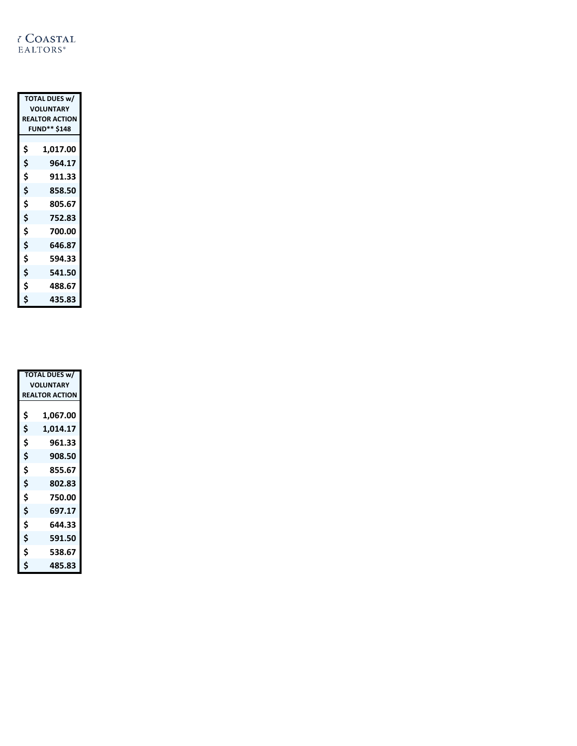ﾠr COASTAL
EALTORS®

| TOTAL DUES w/ VOLUNTARY REALTOR ACTION FUND** $148 |
|---|
| $ 1,017.00 |
| $ 964.17 |
| $ 911.33 |
| $ 858.50 |
| $ 805.67 |
| $ 752.83 |
| $ 700.00 |
| $ 646.87 |
| $ 594.33 |
| $ 541.50 |
| $ 488.67 |
| $ 435.83 |

| TOTAL DUES w/ VOLUNTARY REALTOR ACTION |
|---|
| $ 1,067.00 |
| $ 1,014.17 |
| $ 961.33 |
| $ 908.50 |
| $ 855.67 |
| $ 802.83 |
| $ 750.00 |
| $ 697.17 |
| $ 644.33 |
| $ 591.50 |
| $ 538.67 |
| $ 485.83 |